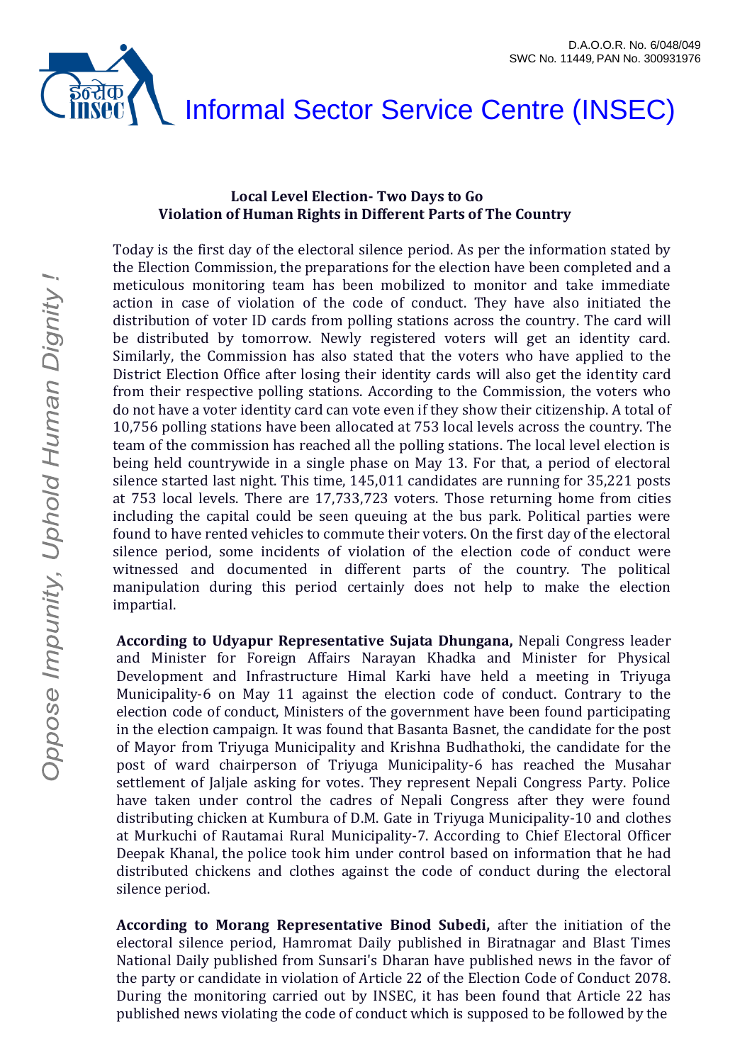D.A.O.O.R. No. 6/048/049
SWC No. 11449, PAN No. 300931976

# Informal Sector Service Centre (INSEC)

*Oppose Impunity, Uphold Human Dignity !*

### Local Level Election- Two Days to Go
### Violation of Human Rights in Different Parts of The Country

Today is the first day of the electoral silence period. As per the information stated by the Election Commission, the preparations for the election have been completed and a meticulous monitoring team has been mobilized to monitor and take immediate action in case of violation of the code of conduct. They have also initiated the distribution of voter ID cards from polling stations across the country. The card will be distributed by tomorrow. Newly registered voters will get an identity card. Similarly, the Commission has also stated that the voters who have applied to the District Election Office after losing their identity cards will also get the identity card from their respective polling stations. According to the Commission, the voters who do not have a voter identity card can vote even if they show their citizenship. A total of 10,756 polling stations have been allocated at 753 local levels across the country. The team of the commission has reached all the polling stations. The local level election is being held countrywide in a single phase on May 13. For that, a period of electoral silence started last night. This time, 145,011 candidates are running for 35,221 posts at 753 local levels. There are 17,733,723 voters. Those returning home from cities including the capital could be seen queuing at the bus park. Political parties were found to have rented vehicles to commute their voters. On the first day of the electoral silence period, some incidents of violation of the election code of conduct were witnessed and documented in different parts of the country. The political manipulation during this period certainly does not help to make the election impartial.

**According to Udyapur Representative Sujata Dhungana,** Nepali Congress leader and Minister for Foreign Affairs Narayan Khadka and Minister for Physical Development and Infrastructure Himal Karki have held a meeting in Triyuga Municipality-6 on May 11 against the election code of conduct. Contrary to the election code of conduct, Ministers of the government have been found participating in the election campaign. It was found that Basanta Basnet, the candidate for the post of Mayor from Triyuga Municipality and Krishna Budhathoki, the candidate for the post of ward chairperson of Triyuga Municipality-6 has reached the Musahar settlement of Jaljale asking for votes. They represent Nepali Congress Party. Police have taken under control the cadres of Nepali Congress after they were found distributing chicken at Kumbura of D.M. Gate in Triyuga Municipality-10 and clothes at Murkuchi of Rautamai Rural Municipality-7. According to Chief Electoral Officer Deepak Khanal, the police took him under control based on information that he had distributed chickens and clothes against the code of conduct during the electoral silence period.

**According to Morang Representative Binod Subedi,** after the initiation of the electoral silence period, Hamromat Daily published in Biratnagar and Blast Times National Daily published from Sunsari's Dharan have published news in the favor of the party or candidate in violation of Article 22 of the Election Code of Conduct 2078. During the monitoring carried out by INSEC, it has been found that Article 22 has published news violating the code of conduct which is supposed to be followed by the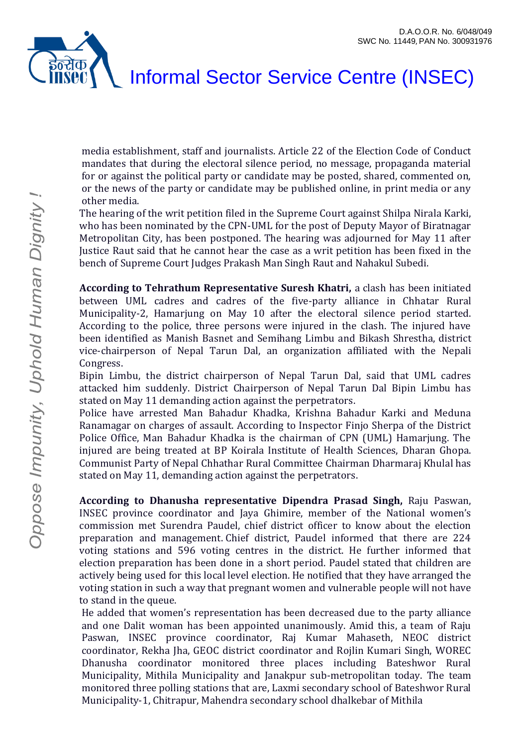media establishment, staff and journalists. Article 22 of the Election Code of Conduct mandates that during the electoral silence period, no message, propaganda material for or against the political party or candidate may be posted, shared, commented on, or the news of the party or candidate may be published online, in print media or any other media.

The hearing of the writ petition filed in the Supreme Court against Shilpa Nirala Karki, who has been nominated by the CPN-UML for the post of Deputy Mayor of Biratnagar Metropolitan City, has been postponed. The hearing was adjourned for May 11 after Justice Raut said that he cannot hear the case as a writ petition has been fixed in the bench of Supreme Court Judges Prakash Man Singh Raut and Nahakul Subedi.

**According to Tehrathum Representative Suresh Khatri,** a clash has been initiated between UML cadres and cadres of the five-party alliance in Chhatar Rural Municipality-2, Hamarjung on May 10 after the electoral silence period started. According to the police, three persons were injured in the clash. The injured have been identified as Manish Basnet and Semihang Limbu and Bikash Shrestha, district vice-chairperson of Nepal Tarun Dal, an organization affiliated with the Nepali Congress.

Bipin Limbu, the district chairperson of Nepal Tarun Dal, said that UML cadres attacked him suddenly. District Chairperson of Nepal Tarun Dal Bipin Limbu has stated on May 11 demanding action against the perpetrators.

Police have arrested Man Bahadur Khadka, Krishna Bahadur Karki and Meduna Ranamagar on charges of assault. According to Inspector Finjo Sherpa of the District Police Office, Man Bahadur Khadka is the chairman of CPN (UML) Hamarjung. The injured are being treated at BP Koirala Institute of Health Sciences, Dharan Ghopa. Communist Party of Nepal Chhathar Rural Committee Chairman Dharmaraj Khulal has stated on May 11, demanding action against the perpetrators.

**According to Dhanusha representative Dipendra Prasad Singh,** Raju Paswan, INSEC province coordinator and Jaya Ghimire, member of the National women's commission met Surendra Paudel, chief district officer to know about the election preparation and management. Chief district, Paudel informed that there are 224 voting stations and 596 voting centres in the district. He further informed that election preparation has been done in a short period. Paudel stated that children are actively being used for this local level election. He notified that they have arranged the voting station in such a way that pregnant women and vulnerable people will not have to stand in the queue.

He added that women's representation has been decreased due to the party alliance and one Dalit woman has been appointed unanimously. Amid this, a team of Raju Paswan, INSEC province coordinator, Raj Kumar Mahaseth, NEOC district coordinator, Rekha Jha, GEOC district coordinator and Rojlin Kumari Singh, WOREC Dhanusha coordinator monitored three places including Bateshwor Rural Municipality, Mithila Municipality and Janakpur sub-metropolitan today. The team monitored three polling stations that are, Laxmi secondary school of Bateshwor Rural Municipality-1, Chitrapur, Mahendra secondary school dhalkebar of Mithila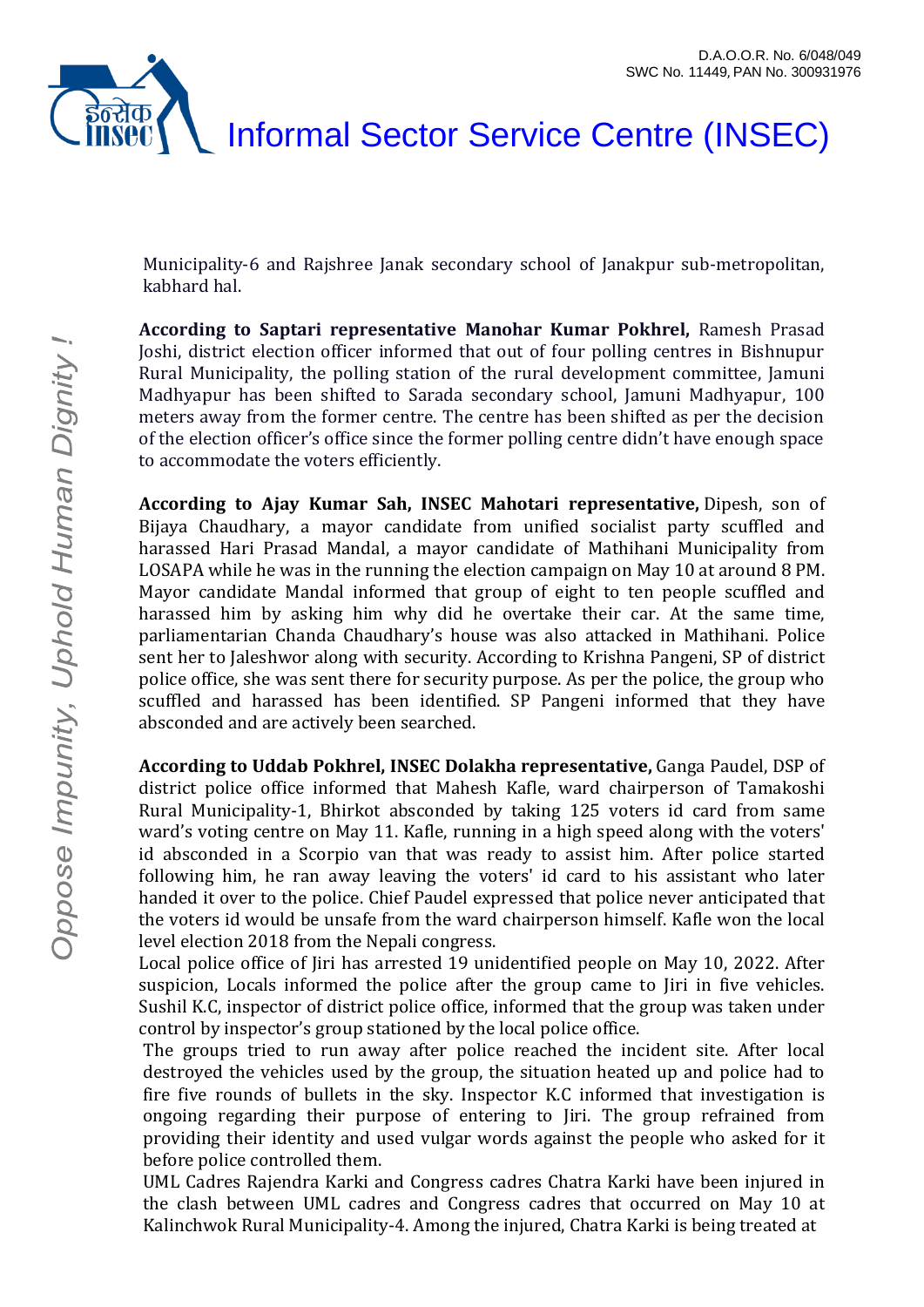Municipality-6 and Rajshree Janak secondary school of Janakpur sub-metropolitan, kabhard hal.

**According to Saptari representative Manohar Kumar Pokhrel,** Ramesh Prasad Joshi, district election officer informed that out of four polling centres in Bishnupur Rural Municipality, the polling station of the rural development committee, Jamuni Madhyapur has been shifted to Sarada secondary school, Jamuni Madhyapur, 100 meters away from the former centre. The centre has been shifted as per the decision of the election officer's office since the former polling centre didn't have enough space to accommodate the voters efficiently.

**According to Ajay Kumar Sah, INSEC Mahotari representative,** Dipesh, son of Bijaya Chaudhary, a mayor candidate from unified socialist party scuffled and harassed Hari Prasad Mandal, a mayor candidate of Mathihani Municipality from LOSAPA while he was in the running the election campaign on May 10 at around 8 PM. Mayor candidate Mandal informed that group of eight to ten people scuffled and harassed him by asking him why did he overtake their car. At the same time, parliamentarian Chanda Chaudhary's house was also attacked in Mathihani. Police sent her to Jaleshwor along with security. According to Krishna Pangeni, SP of district police office, she was sent there for security purpose. As per the police, the group who scuffled and harassed has been identified. SP Pangeni informed that they have absconded and are actively been searched.

**According to Uddab Pokhrel, INSEC Dolakha representative,** Ganga Paudel, DSP of district police office informed that Mahesh Kafle, ward chairperson of Tamakoshi Rural Municipality-1, Bhirkot absconded by taking 125 voters id card from same ward's voting centre on May 11. Kafle, running in a high speed along with the voters' id absconded in a Scorpio van that was ready to assist him. After police started following him, he ran away leaving the voters' id card to his assistant who later handed it over to the police. Chief Paudel expressed that police never anticipated that the voters id would be unsafe from the ward chairperson himself. Kafle won the local level election 2018 from the Nepali congress.

Local police office of Jiri has arrested 19 unidentified people on May 10, 2022. After suspicion, Locals informed the police after the group came to Jiri in five vehicles. Sushil K.C, inspector of district police office, informed that the group was taken under control by inspector's group stationed by the local police office.

The groups tried to run away after police reached the incident site. After local destroyed the vehicles used by the group, the situation heated up and police had to fire five rounds of bullets in the sky. Inspector K.C informed that investigation is ongoing regarding their purpose of entering to Jiri. The group refrained from providing their identity and used vulgar words against the people who asked for it before police controlled them.

UML Cadres Rajendra Karki and Congress cadres Chatra Karki have been injured in the clash between UML cadres and Congress cadres that occurred on May 10 at Kalinchwok Rural Municipality-4. Among the injured, Chatra Karki is being treated at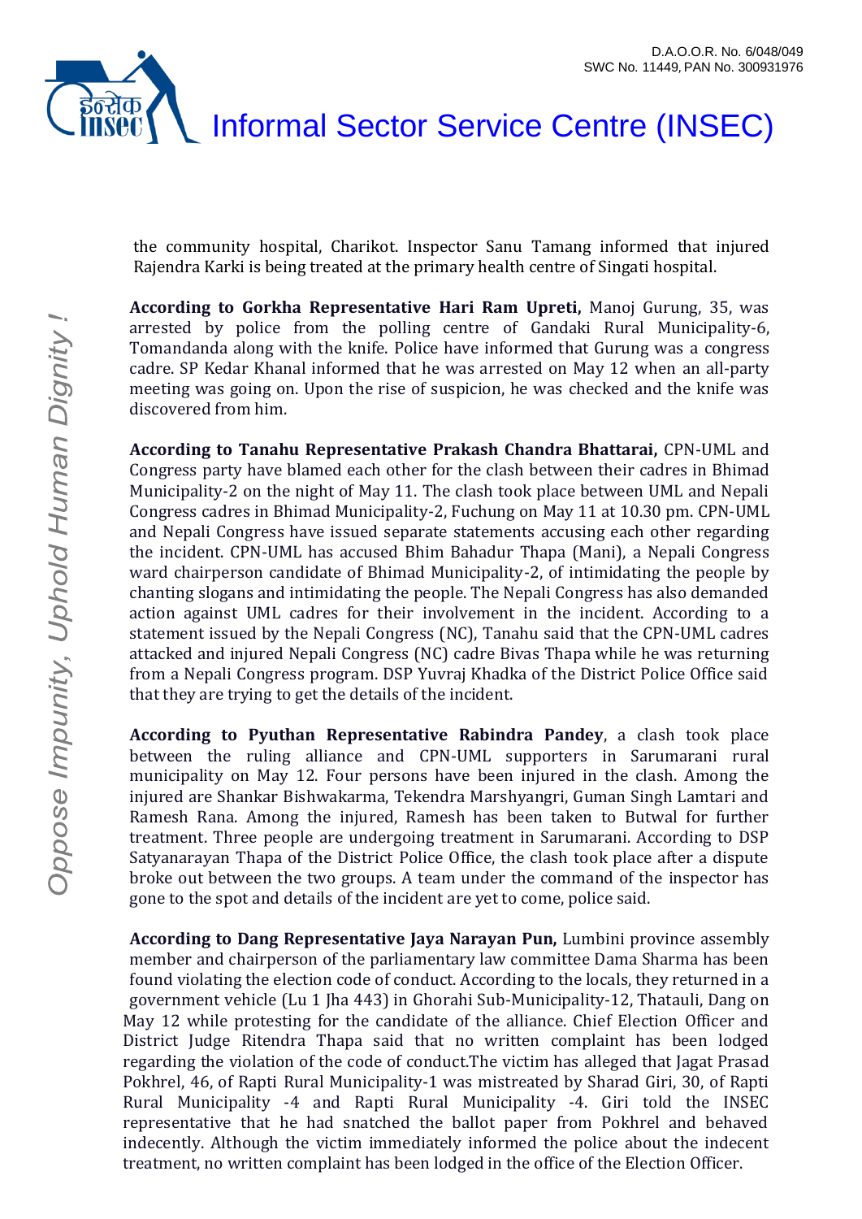the community hospital, Charikot. Inspector Sanu Tamang informed that injured Rajendra Karki is being treated at the primary health centre of Singati hospital.

**According to Gorkha Representative Hari Ram Upreti,** Manoj Gurung, 35, was arrested by police from the polling centre of Gandaki Rural Municipality-6, Tomandanda along with the knife. Police have informed that Gurung was a congress cadre. SP Kedar Khanal informed that he was arrested on May 12 when an all-party meeting was going on. Upon the rise of suspicion, he was checked and the knife was discovered from him.

**According to Tanahu Representative Prakash Chandra Bhattarai,** CPN-UML and Congress party have blamed each other for the clash between their cadres in Bhimad Municipality-2 on the night of May 11. The clash took place between UML and Nepali Congress cadres in Bhimad Municipality-2, Fuchung on May 11 at 10.30 pm. CPN-UML and Nepali Congress have issued separate statements accusing each other regarding the incident. CPN-UML has accused Bhim Bahadur Thapa (Mani), a Nepali Congress ward chairperson candidate of Bhimad Municipality-2, of intimidating the people by chanting slogans and intimidating the people. The Nepali Congress has also demanded action against UML cadres for their involvement in the incident. According to a statement issued by the Nepali Congress (NC), Tanahu said that the CPN-UML cadres attacked and injured Nepali Congress (NC) cadre Bivas Thapa while he was returning from a Nepali Congress program. DSP Yuvraj Khadka of the District Police Office said that they are trying to get the details of the incident.

**According to Pyuthan Representative Rabindra Pandey**, a clash took place between the ruling alliance and CPN-UML supporters in Sarumarani rural municipality on May 12. Four persons have been injured in the clash. Among the injured are Shankar Bishwakarma, Tekendra Marshyangri, Guman Singh Lamtari and Ramesh Rana. Among the injured, Ramesh has been taken to Butwal for further treatment. Three people are undergoing treatment in Sarumarani. According to DSP Satyanarayan Thapa of the District Police Office, the clash took place after a dispute broke out between the two groups. A team under the command of the inspector has gone to the spot and details of the incident are yet to come, police said.

**According to Dang Representative Jaya Narayan Pun,** Lumbini province assembly member and chairperson of the parliamentary law committee Dama Sharma has been found violating the election code of conduct. According to the locals, they returned in a government vehicle (Lu 1 Jha 443) in Ghorahi Sub-Municipality-12, Thatauli, Dang on May 12 while protesting for the candidate of the alliance. Chief Election Officer and District Judge Ritendra Thapa said that no written complaint has been lodged regarding the violation of the code of conduct.The victim has alleged that Jagat Prasad Pokhrel, 46, of Rapti Rural Municipality-1 was mistreated by Sharad Giri, 30, of Rapti Rural Municipality -4 and Rapti Rural Municipality -4. Giri told the INSEC representative that he had snatched the ballot paper from Pokhrel and behaved indecently. Although the victim immediately informed the police about the indecent treatment, no written complaint has been lodged in the office of the Election Officer.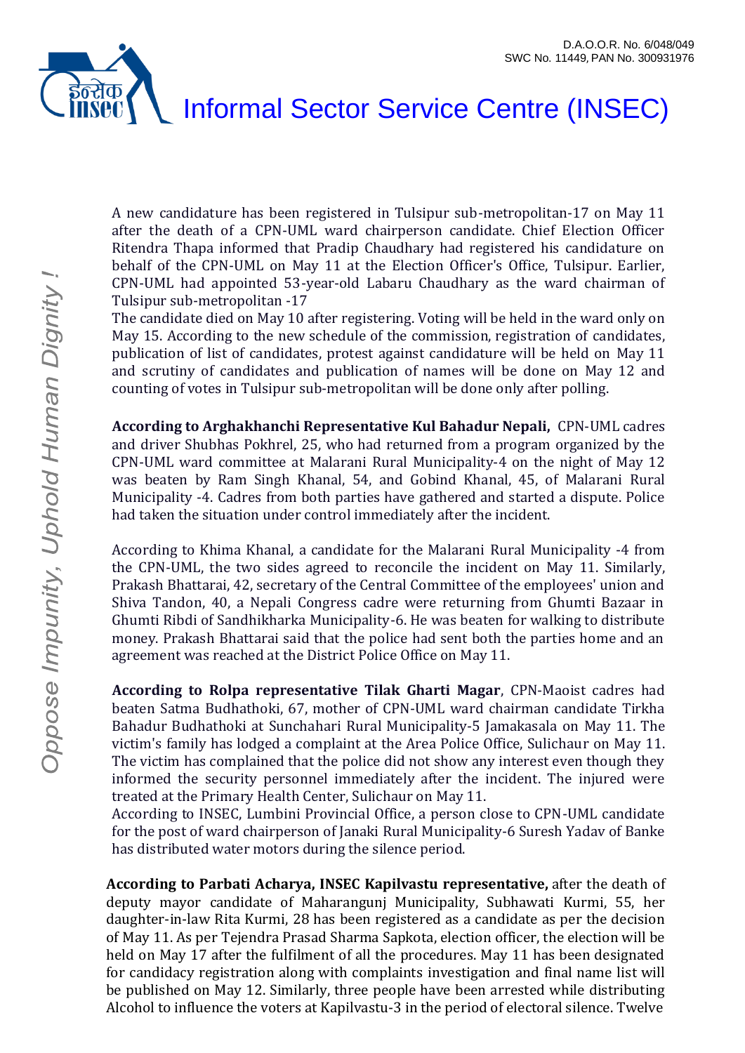A new candidature has been registered in Tulsipur sub-metropolitan-17 on May 11 after the death of a CPN-UML ward chairperson candidate. Chief Election Officer Ritendra Thapa informed that Pradip Chaudhary had registered his candidature on behalf of the CPN-UML on May 11 at the Election Officer's Office, Tulsipur. Earlier, CPN-UML had appointed 53-year-old Labaru Chaudhary as the ward chairman of Tulsipur sub-metropolitan -17

The candidate died on May 10 after registering. Voting will be held in the ward only on May 15. According to the new schedule of the commission, registration of candidates, publication of list of candidates, protest against candidature will be held on May 11 and scrutiny of candidates and publication of names will be done on May 12 and counting of votes in Tulsipur sub-metropolitan will be done only after polling.

**According to Arghakhanchi Representative Kul Bahadur Nepali,** CPN-UML cadres and driver Shubhas Pokhrel, 25, who had returned from a program organized by the CPN-UML ward committee at Malarani Rural Municipality-4 on the night of May 12 was beaten by Ram Singh Khanal, 54, and Gobind Khanal, 45, of Malarani Rural Municipality -4. Cadres from both parties have gathered and started a dispute. Police had taken the situation under control immediately after the incident.

According to Khima Khanal, a candidate for the Malarani Rural Municipality -4 from the CPN-UML, the two sides agreed to reconcile the incident on May 11. Similarly, Prakash Bhattarai, 42, secretary of the Central Committee of the employees' union and Shiva Tandon, 40, a Nepali Congress cadre were returning from Ghumti Bazaar in Ghumti Ribdi of Sandhikharka Municipality-6. He was beaten for walking to distribute money. Prakash Bhattarai said that the police had sent both the parties home and an agreement was reached at the District Police Office on May 11.

**According to Rolpa representative Tilak Gharti Magar**, CPN-Maoist cadres had beaten Satma Budhathoki, 67, mother of CPN-UML ward chairman candidate Tirkha Bahadur Budhathoki at Sunchahari Rural Municipality-5 Jamakasala on May 11. The victim's family has lodged a complaint at the Area Police Office, Sulichaur on May 11. The victim has complained that the police did not show any interest even though they informed the security personnel immediately after the incident. The injured were treated at the Primary Health Center, Sulichaur on May 11.

According to INSEC, Lumbini Provincial Office, a person close to CPN-UML candidate for the post of ward chairperson of Janaki Rural Municipality-6 Suresh Yadav of Banke has distributed water motors during the silence period.

**According to Parbati Acharya, INSEC Kapilvastu representative,** after the death of deputy mayor candidate of Maharangunj Municipality, Subhawati Kurmi, 55, her daughter-in-law Rita Kurmi, 28 has been registered as a candidate as per the decision of May 11. As per Tejendra Prasad Sharma Sapkota, election officer, the election will be held on May 17 after the fulfilment of all the procedures. May 11 has been designated for candidacy registration along with complaints investigation and final name list will be published on May 12. Similarly, three people have been arrested while distributing Alcohol to influence the voters at Kapilvastu-3 in the period of electoral silence. Twelve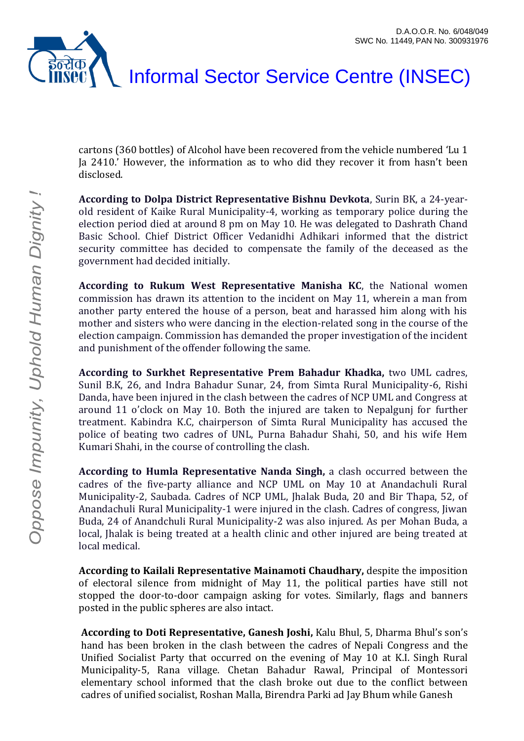cartons (360 bottles) of Alcohol have been recovered from the vehicle numbered 'Lu 1 Ja 2410.' However, the information as to who did they recover it from hasn't been disclosed.

**According to Dolpa District Representative Bishnu Devkota**, Surin BK, a 24-year-old resident of Kaike Rural Municipality-4, working as temporary police during the election period died at around 8 pm on May 10. He was delegated to Dashrath Chand Basic School. Chief District Officer Vedanidhi Adhikari informed that the district security committee has decided to compensate the family of the deceased as the government had decided initially.

**According to Rukum West Representative Manisha KC**, the National women commission has drawn its attention to the incident on May 11, wherein a man from another party entered the house of a person, beat and harassed him along with his mother and sisters who were dancing in the election-related song in the course of the election campaign. Commission has demanded the proper investigation of the incident and punishment of the offender following the same.

**According to Surkhet Representative Prem Bahadur Khadka,** two UML cadres, Sunil B.K, 26, and Indra Bahadur Sunar, 24, from Simta Rural Municipality-6, Rishi Danda, have been injured in the clash between the cadres of NCP UML and Congress at around 11 o'clock on May 10. Both the injured are taken to Nepalgunj for further treatment. Kabindra K.C, chairperson of Simta Rural Municipality has accused the police of beating two cadres of UNL, Purna Bahadur Shahi, 50, and his wife Hem Kumari Shahi, in the course of controlling the clash.

**According to Humla Representative Nanda Singh,** a clash occurred between the cadres of the five-party alliance and NCP UML on May 10 at Anandachuli Rural Municipality-2, Saubada. Cadres of NCP UML, Jhalak Buda, 20 and Bir Thapa, 52, of Anandachuli Rural Municipality-1 were injured in the clash. Cadres of congress, Jiwan Buda, 24 of Anandchuli Rural Municipality-2 was also injured. As per Mohan Buda, a local, Jhalak is being treated at a health clinic and other injured are being treated at local medical.

**According to Kailali Representative Mainamoti Chaudhary,** despite the imposition of electoral silence from midnight of May 11, the political parties have still not stopped the door-to-door campaign asking for votes. Similarly, flags and banners posted in the public spheres are also intact.

**According to Doti Representative, Ganesh Joshi,** Kalu Bhul, 5, Dharma Bhul's son's hand has been broken in the clash between the cadres of Nepali Congress and the Unified Socialist Party that occurred on the evening of May 10 at K.I. Singh Rural Municipality-5, Rana village. Chetan Bahadur Rawal, Principal of Montessori elementary school informed that the clash broke out due to the conflict between cadres of unified socialist, Roshan Malla, Birendra Parki ad Jay Bhum while Ganesh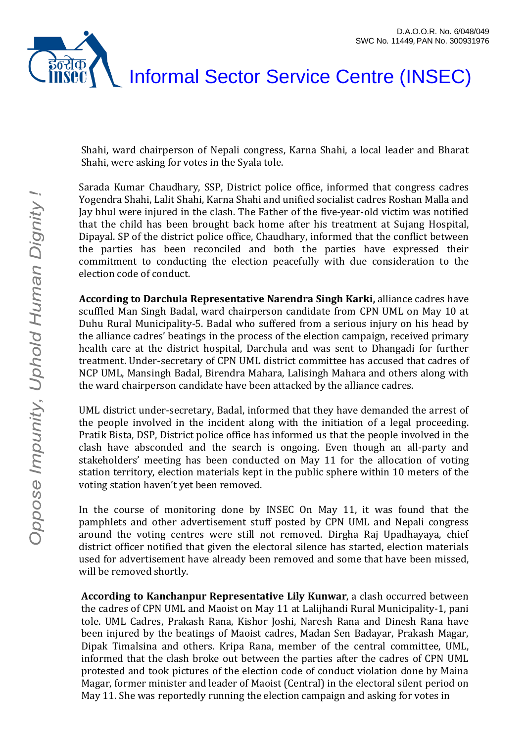Shahi, ward chairperson of Nepali congress, Karna Shahi, a local leader and Bharat Shahi, were asking for votes in the Syala tole.

Sarada Kumar Chaudhary, SSP, District police office, informed that congress cadres Yogendra Shahi, Lalit Shahi, Karna Shahi and unified socialist cadres Roshan Malla and Jay bhul were injured in the clash. The Father of the five-year-old victim was notified that the child has been brought back home after his treatment at Sujang Hospital, Dipayal. SP of the district police office, Chaudhary, informed that the conflict between the parties has been reconciled and both the parties have expressed their commitment to conducting the election peacefully with due consideration to the election code of conduct.

**According to Darchula Representative Narendra Singh Karki,** alliance cadres have scuffled Man Singh Badal, ward chairperson candidate from CPN UML on May 10 at Duhu Rural Municipality-5. Badal who suffered from a serious injury on his head by the alliance cadres' beatings in the process of the election campaign, received primary health care at the district hospital, Darchula and was sent to Dhangadi for further treatment. Under-secretary of CPN UML district committee has accused that cadres of NCP UML, Mansingh Badal, Birendra Mahara, Lalisingh Mahara and others along with the ward chairperson candidate have been attacked by the alliance cadres.

UML district under-secretary, Badal, informed that they have demanded the arrest of the people involved in the incident along with the initiation of a legal proceeding. Pratik Bista, DSP, District police office has informed us that the people involved in the clash have absconded and the search is ongoing. Even though an all-party and stakeholders' meeting has been conducted on May 11 for the allocation of voting station territory, election materials kept in the public sphere within 10 meters of the voting station haven't yet been removed.

In the course of monitoring done by INSEC On May 11, it was found that the pamphlets and other advertisement stuff posted by CPN UML and Nepali congress around the voting centres were still not removed. Dirgha Raj Upadhayaya, chief district officer notified that given the electoral silence has started, election materials used for advertisement have already been removed and some that have been missed, will be removed shortly.

**According to Kanchanpur Representative Lily Kunwar**, a clash occurred between the cadres of CPN UML and Maoist on May 11 at Lalijhandi Rural Municipality-1, pani tole. UML Cadres, Prakash Rana, Kishor Joshi, Naresh Rana and Dinesh Rana have been injured by the beatings of Maoist cadres, Madan Sen Badayar, Prakash Magar, Dipak Timalsina and others. Kripa Rana, member of the central committee, UML, informed that the clash broke out between the parties after the cadres of CPN UML protested and took pictures of the election code of conduct violation done by Maina Magar, former minister and leader of Maoist (Central) in the electoral silent period on May 11. She was reportedly running the election campaign and asking for votes in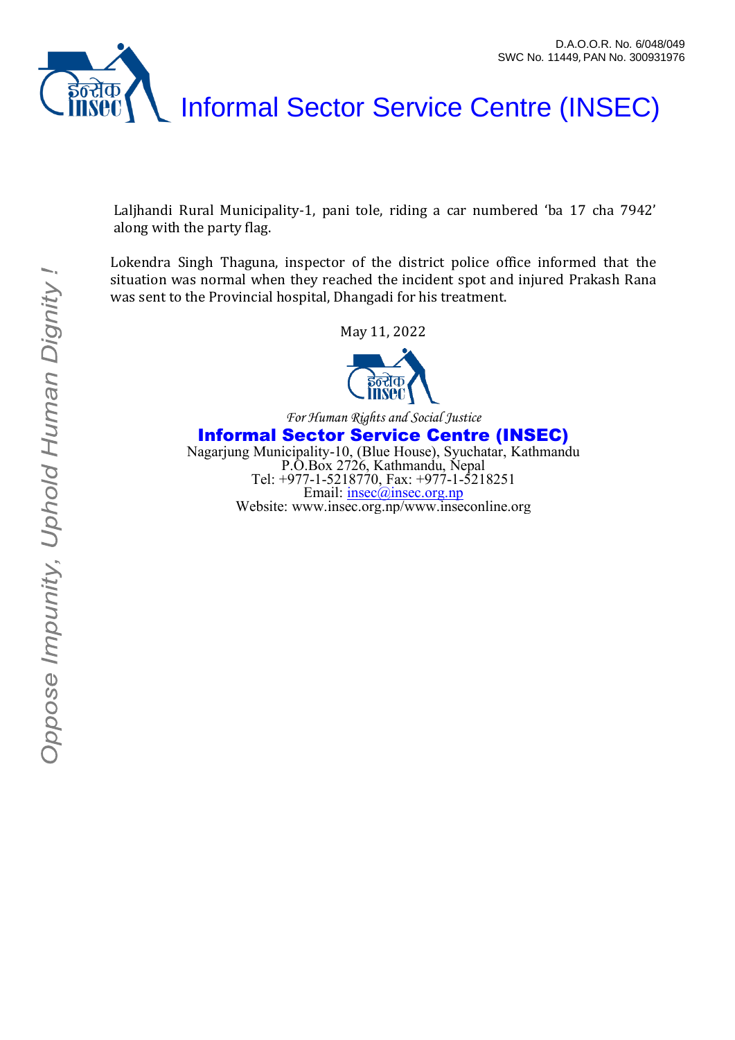Laljhandi Rural Municipality-1, pani tole, riding a car numbered 'ba 17 cha 7942' along with the party flag.

Lokendra Singh Thaguna, inspector of the district police office informed that the situation was normal when they reached the incident spot and injured Prakash Rana was sent to the Provincial hospital, Dhangadi for his treatment.

May 11, 2022

*For Human Rights and Social Justice*

**Informal Sector Service Centre (INSEC)**

Nagarjung Municipality-10, (Blue House), Syuchatar, Kathmandu
P.O.Box 2726, Kathmandu, Nepal
Tel: +977-1-5218770, Fax: +977-1-5218251
Email: insec@insec.org.np
Website: www.insec.org.np/www.inseconline.org